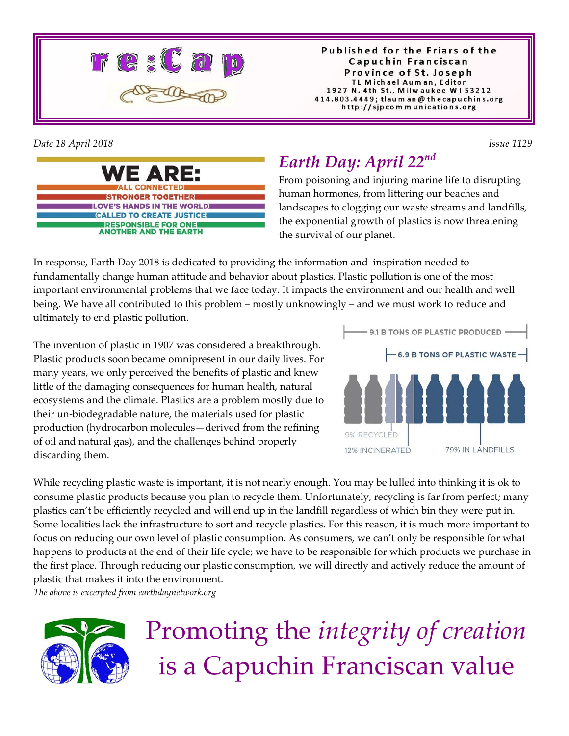# re:Cap

Published for the Friars of the Capuchin Franciscan Province of St. Joseph
TL Michael Auman, Editor
1927 N. 4th St., Milwaukee WI 53212
414.803.4449; tlauman@thecapuchins.org
http://sjpcommunications.org

*Date 18 April 2018* *Issue 1129*

**WE ARE:**
ALL CONNECTED
STRONGER TOGETHER
LOVE'S HANDS IN THE WORLD
CALLED TO CREATE JUSTICE
RESPONSIBLE FOR ONE ANOTHER AND THE EARTH

## *Earth Day: April 22nd*

From poisoning and injuring marine life to disrupting human hormones, from littering our beaches and landscapes to clogging our waste streams and landfills, the exponential growth of plastics is now threatening the survival of our planet.

In response, Earth Day 2018 is dedicated to providing the information and inspiration needed to fundamentally change human attitude and behavior about plastics. Plastic pollution is one of the most important environmental problems that we face today. It impacts the environment and our health and well being. We have all contributed to this problem – mostly unknowingly – and we must work to reduce and ultimately to end plastic pollution.

The invention of plastic in 1907 was considered a breakthrough. Plastic products soon became omnipresent in our daily lives. For many years, we only perceived the benefits of plastic and knew little of the damaging consequences for human health, natural ecosystems and the climate. Plastics are a problem mostly due to their un-biodegradable nature, the materials used for plastic production (hydrocarbon molecules—derived from the refining of oil and natural gas), and the challenges behind properly discarding them.

9.1 B TONS OF PLASTIC PRODUCED
6.9 B TONS OF PLASTIC WASTE
9% RECYCLED
12% INCINERATED
79% IN LANDFILLS

While recycling plastic waste is important, it is not nearly enough. You may be lulled into thinking it is ok to consume plastic products because you plan to recycle them. Unfortunately, recycling is far from perfect; many plastics can't be efficiently recycled and will end up in the landfill regardless of which bin they were put in. Some localities lack the infrastructure to sort and recycle plastics. For this reason, it is much more important to focus on reducing our own level of plastic consumption. As consumers, we can't only be responsible for what happens to products at the end of their life cycle; we have to be responsible for which products we purchase in the first place. Through reducing our plastic consumption, we will directly and actively reduce the amount of plastic that makes it into the environment.

*The above is excerpted from earthdaynetwork.org*

# Promoting the *integrity of creation* is a Capuchin Franciscan value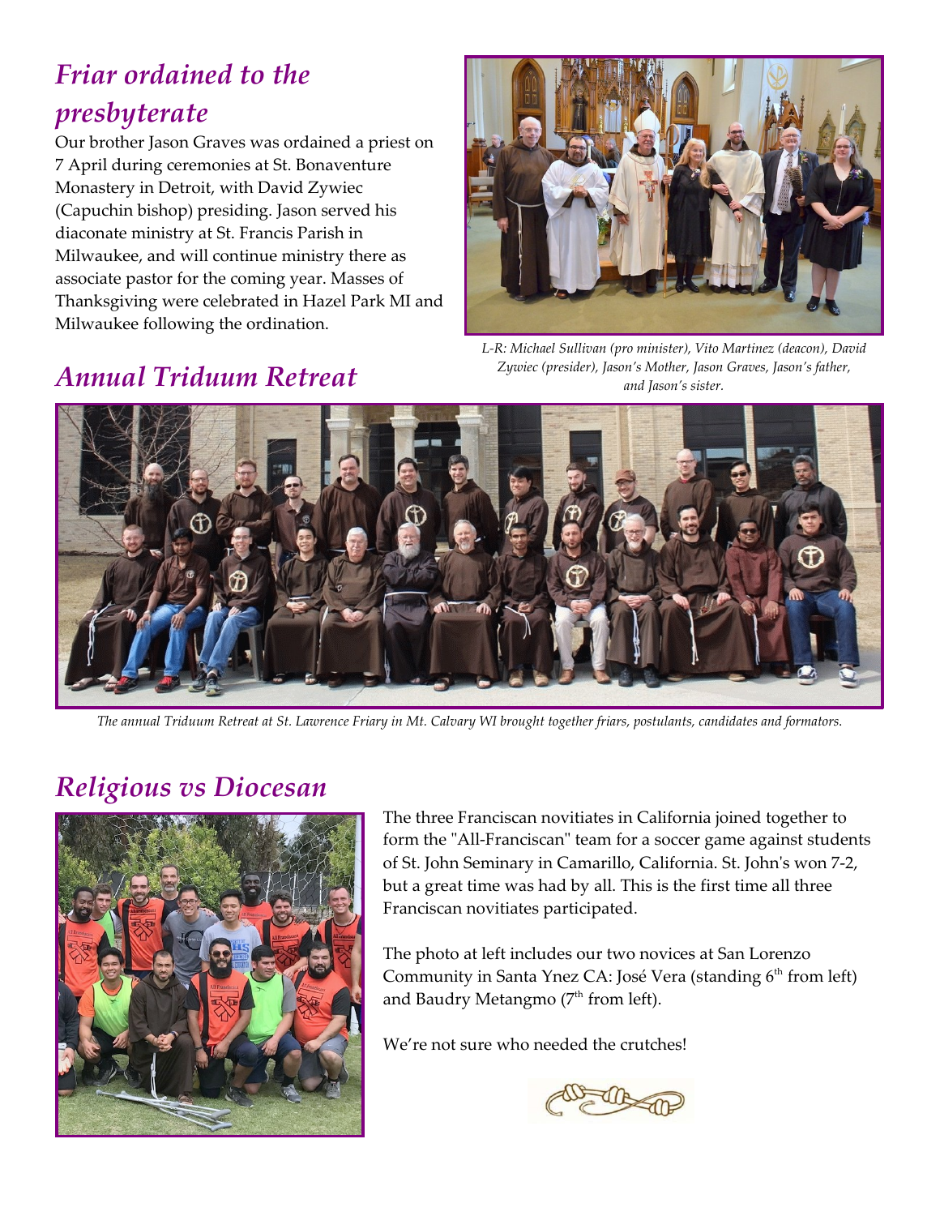## *Friar ordained to the presbyterate*

Our brother Jason Graves was ordained a priest on 7 April during ceremonies at St. Bonaventure Monastery in Detroit, with David Zywiec (Capuchin bishop) presiding. Jason served his diaconate ministry at St. Francis Parish in Milwaukee, and will continue ministry there as associate pastor for the coming year. Masses of Thanksgiving were celebrated in Hazel Park MI and Milwaukee following the ordination.

*L-R: Michael Sullivan (pro minister), Vito Martinez (deacon), David Zywiec (presider), Jason's Mother, Jason Graves, Jason's father, and Jason's sister.*

## *Annual Triduum Retreat*

*The annual Triduum Retreat at St. Lawrence Friary in Mt. Calvary WI brought together friars, postulants, candidates and formators.*

## *Religious vs Diocesan*

The three Franciscan novitiates in California joined together to form the "All-Franciscan" team for a soccer game against students of St. John Seminary in Camarillo, California. St. John's won 7-2, but a great time was had by all. This is the first time all three Franciscan novitiates participated.

The photo at left includes our two novices at San Lorenzo Community in Santa Ynez CA: José Vera (standing 6th from left) and Baudry Metangmo (7th from left).

We're not sure who needed the crutches!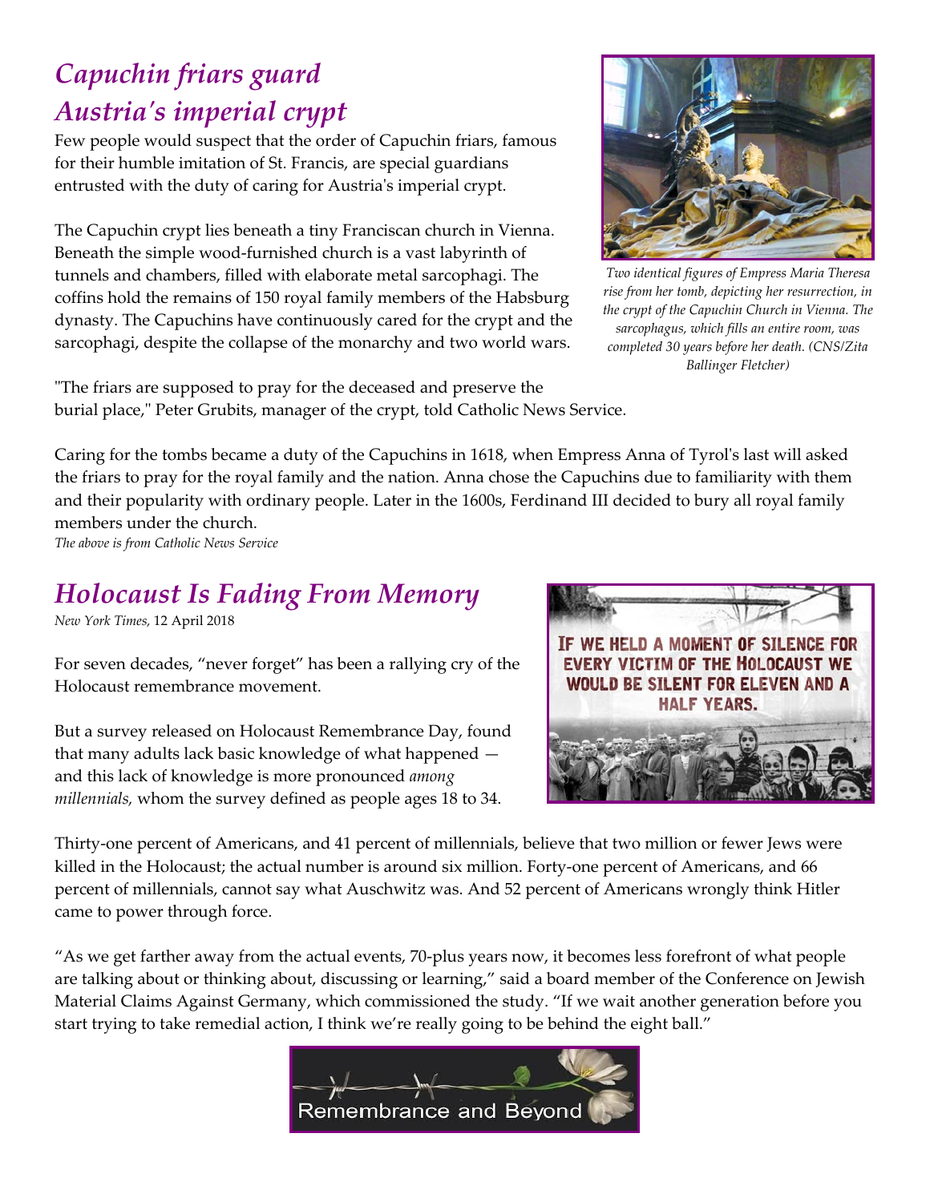## *Capuchin friars guard Austria's imperial crypt*

Few people would suspect that the order of Capuchin friars, famous for their humble imitation of St. Francis, are special guardians entrusted with the duty of caring for Austria's imperial crypt.

The Capuchin crypt lies beneath a tiny Franciscan church in Vienna. Beneath the simple wood-furnished church is a vast labyrinth of tunnels and chambers, filled with elaborate metal sarcophagi. The coffins hold the remains of 150 royal family members of the Habsburg dynasty. The Capuchins have continuously cared for the crypt and the sarcophagi, despite the collapse of the monarchy and two world wars.

*Two identical figures of Empress Maria Theresa rise from her tomb, depicting her resurrection, in the crypt of the Capuchin Church in Vienna. The sarcophagus, which fills an entire room, was completed 30 years before her death. (CNS/Zita Ballinger Fletcher)*

"The friars are supposed to pray for the deceased and preserve the burial place," Peter Grubits, manager of the crypt, told Catholic News Service.

Caring for the tombs became a duty of the Capuchins in 1618, when Empress Anna of Tyrol's last will asked the friars to pray for the royal family and the nation. Anna chose the Capuchins due to familiarity with them and their popularity with ordinary people. Later in the 1600s, Ferdinand III decided to bury all royal family members under the church.

*The above is from Catholic News Service*

## *Holocaust Is Fading From Memory*

*New York Times,* 12 April 2018

For seven decades, "never forget" has been a rallying cry of the Holocaust remembrance movement.

But a survey released on Holocaust Remembrance Day, found that many adults lack basic knowledge of what happened — and this lack of knowledge is more pronounced *among millennials,* whom the survey defined as people ages 18 to 34.

If we held a moment of silence for every victim of the Holocaust we would be silent for eleven and a half years.

Thirty-one percent of Americans, and 41 percent of millennials, believe that two million or fewer Jews were killed in the Holocaust; the actual number is around six million. Forty-one percent of Americans, and 66 percent of millennials, cannot say what Auschwitz was. And 52 percent of Americans wrongly think Hitler came to power through force.

"As we get farther away from the actual events, 70-plus years now, it becomes less forefront of what people are talking about or thinking about, discussing or learning," said a board member of the Conference on Jewish Material Claims Against Germany, which commissioned the study. "If we wait another generation before you start trying to take remedial action, I think we're really going to be behind the eight ball."

Remembrance and Beyond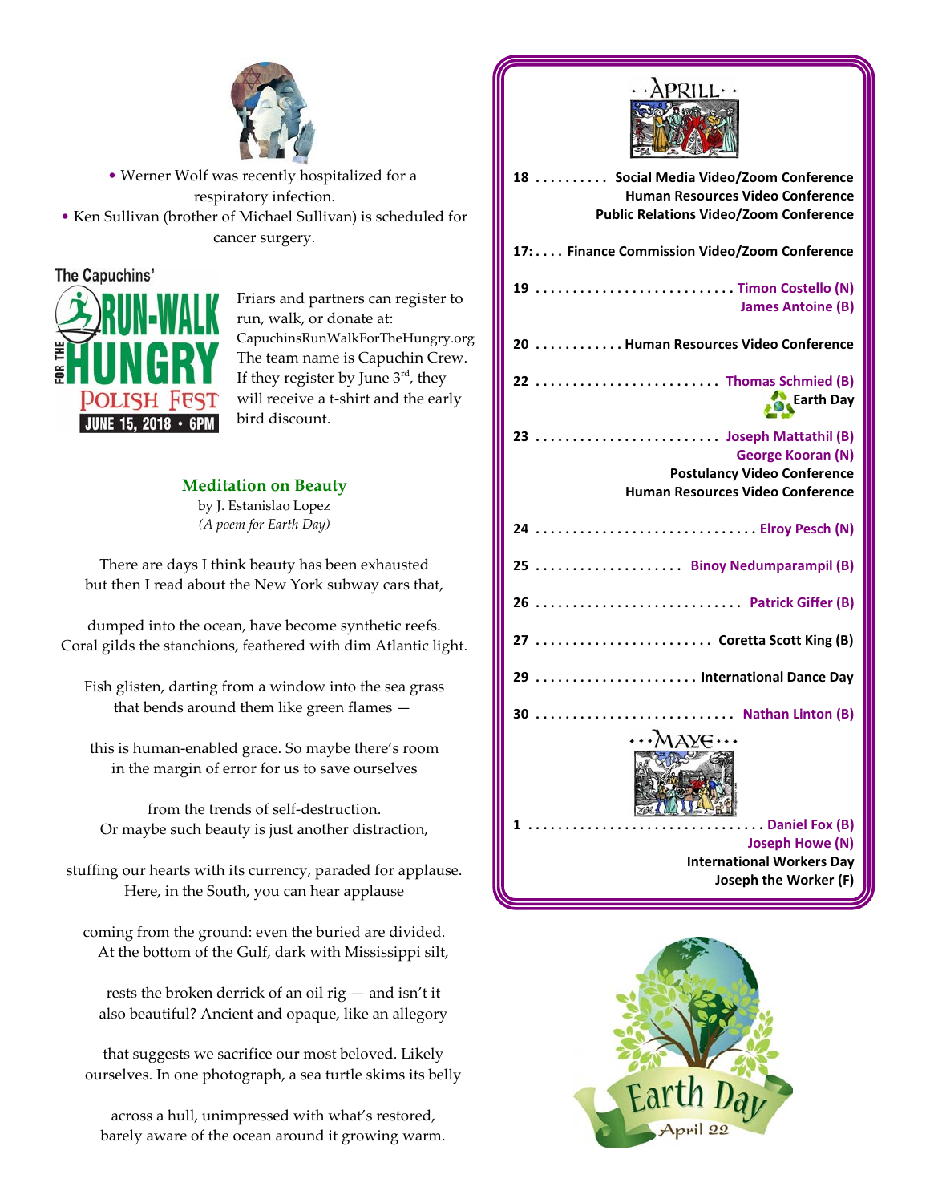- Werner Wolf was recently hospitalized for a respiratory infection.
- Ken Sullivan (brother of Michael Sullivan) is scheduled for cancer surgery.

The Capuchins' RUN-WALK FOR THE HUNGRY
POLISH FEST
JUNE 15, 2018 • 6PM

Friars and partners can register to run, walk, or donate at: CapuchinsRunWalkForTheHungry.org The team name is Capuchin Crew. If they register by June 3rd, they will receive a t-shirt and the early bird discount.

## Meditation on Beauty

by J. Estanislao Lopez
*(A poem for Earth Day)*

There are days I think beauty has been exhausted
but then I read about the New York subway cars that,

dumped into the ocean, have become synthetic reefs.
Coral gilds the stanchions, feathered with dim Atlantic light.

Fish glisten, darting from a window into the sea grass
that bends around them like green flames —

this is human-enabled grace. So maybe there's room
in the margin of error for us to save ourselves

from the trends of self-destruction.
Or maybe such beauty is just another distraction,

stuffing our hearts with its currency, paraded for applause.
Here, in the South, you can hear applause

coming from the ground: even the buried are divided.
At the bottom of the Gulf, dark with Mississippi silt,

rests the broken derrick of an oil rig — and isn't it
also beautiful? Ancient and opaque, like an allegory

that suggests we sacrifice our most beloved. Likely
ourselves. In one photograph, a sea turtle skims its belly

across a hull, unimpressed with what's restored,
barely aware of the ocean around it growing warm.

## APRILL

**18** .......... **Social Media Video/Zoom Conference**
**Human Resources Video Conference**
**Public Relations Video/Zoom Conference**

**17:** .... **Finance Commission Video/Zoom Conference**

**19** .......... **Timon Costello (N)**
**James Antoine (B)**

**20** .......... **Human Resources Video Conference**

**22** .......... **Thomas Schmied (B)**
**Earth Day**

**23** .......... **Joseph Mattathil (B)**
**George Kooran (N)**
**Postulancy Video Conference**
**Human Resources Video Conference**

**24** .......... **Elroy Pesch (N)**

**25** .......... **Binoy Nedumparampil (B)**

**26** .......... **Patrick Giffer (B)**

**27** .......... **Coretta Scott King (B)**

**29** .......... **International Dance Day**

**30** .......... **Nathan Linton (B)**

## MAYE

**1** .......... **Daniel Fox (B)**
**Joseph Howe (N)**
**International Workers Day**
**Joseph the Worker (F)**

Earth Day
April 22